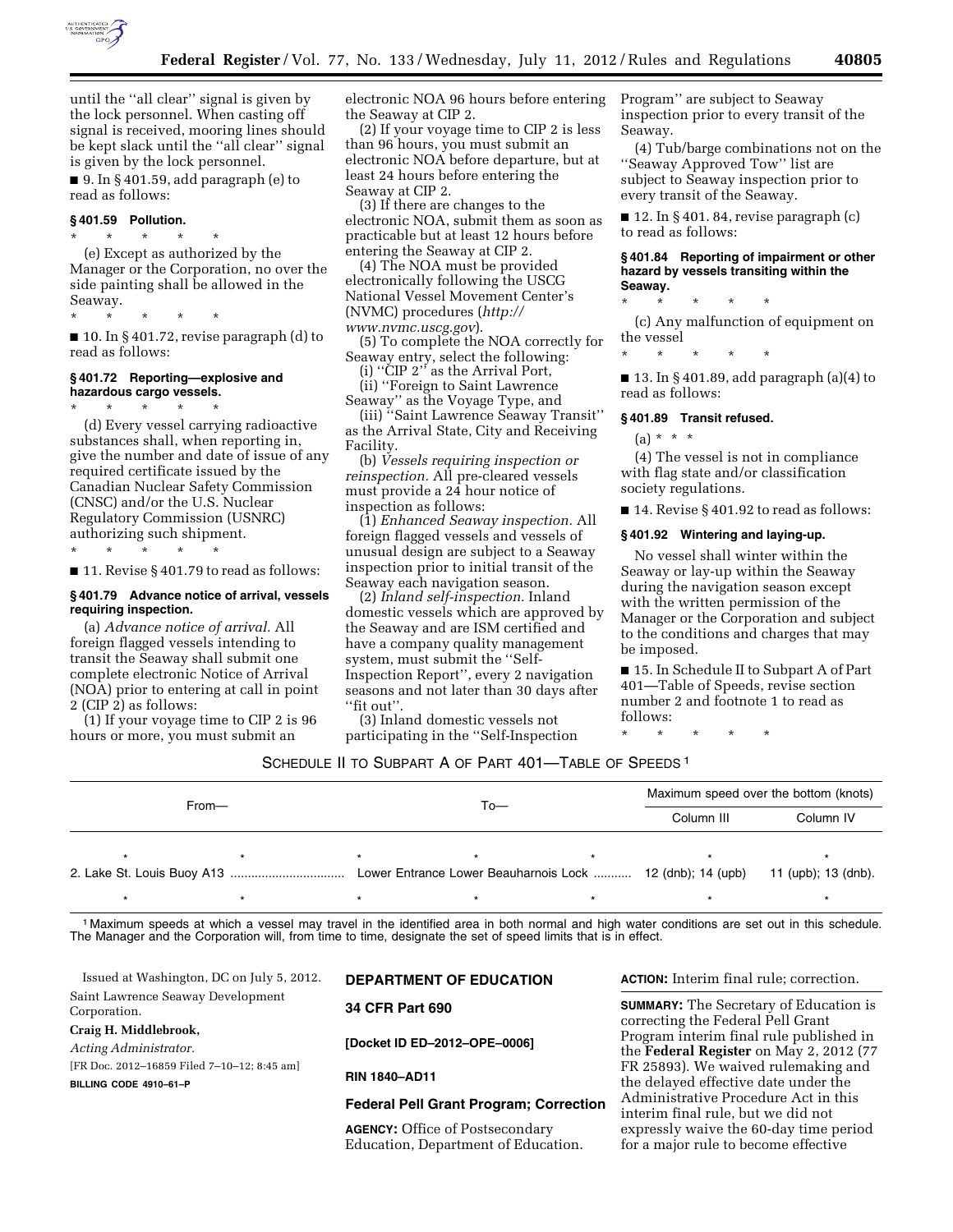until the ''all clear'' signal is given by the lock personnel. When casting off signal is received, mooring lines should be kept slack until the ''all clear'' signal is given by the lock personnel.

■ 9. In § 401.59, add paragraph (e) to read as follows:

### § 401.59 Pollution.

\* \* \* \* \*

(e) Except as authorized by the Manager or the Corporation, no over the side painting shall be allowed in the Seaway.

\* \* \* \* \*

■ 10. In § 401.72, revise paragraph (d) to read as follows:

### § 401.72 Reporting—explosive and hazardous cargo vessels.

\* \* \* \* \*

(d) Every vessel carrying radioactive substances shall, when reporting in, give the number and date of issue of any required certificate issued by the Canadian Nuclear Safety Commission (CNSC) and/or the U.S. Nuclear Regulatory Commission (USNRC) authorizing such shipment.

\* \* \* \* \*

■ 11. Revise § 401.79 to read as follows:

### § 401.79 Advance notice of arrival, vessels requiring inspection.

(a) *Advance notice of arrival.* All foreign flagged vessels intending to transit the Seaway shall submit one complete electronic Notice of Arrival (NOA) prior to entering at call in point 2 (CIP 2) as follows:

(1) If your voyage time to CIP 2 is 96 hours or more, you must submit an electronic NOA 96 hours before entering the Seaway at CIP 2.

(2) If your voyage time to CIP 2 is less than 96 hours, you must submit an electronic NOA before departure, but at least 24 hours before entering the Seaway at CIP 2.

(3) If there are changes to the electronic NOA, submit them as soon as practicable but at least 12 hours before entering the Seaway at CIP 2.

(4) The NOA must be provided electronically following the USCG National Vessel Movement Center's (NVMC) procedures (*http://www.nvmc.uscg.gov*).

(5) To complete the NOA correctly for Seaway entry, select the following:

(i) ''CIP 2'' as the Arrival Port,

(ii) ''Foreign to Saint Lawrence Seaway'' as the Voyage Type, and

(iii) ''Saint Lawrence Seaway Transit'' as the Arrival State, City and Receiving Facility.

(b) *Vessels requiring inspection or reinspection.* All pre-cleared vessels must provide a 24 hour notice of inspection as follows:

(1) *Enhanced Seaway inspection.* All foreign flagged vessels and vessels of unusual design are subject to a Seaway inspection prior to initial transit of the Seaway each navigation season.

(2) *Inland self-inspection.* Inland domestic vessels which are approved by the Seaway and are ISM certified and have a company quality management system, must submit the ''Self-Inspection Report'', every 2 navigation seasons and not later than 30 days after ''fit out''.

(3) Inland domestic vessels not participating in the ''Self-Inspection Program'' are subject to Seaway inspection prior to every transit of the Seaway.

(4) Tub/barge combinations not on the ''Seaway Approved Tow'' list are subject to Seaway inspection prior to every transit of the Seaway.

■ 12. In § 401. 84, revise paragraph (c) to read as follows:

### § 401.84 Reporting of impairment or other hazard by vessels transiting within the Seaway.

\* \* \* \* \*

(c) Any malfunction of equipment on the vessel

\* \* \* \* \*

■ 13. In § 401.89, add paragraph (a)(4) to read as follows:

### § 401.89 Transit refused.

(a) \* \* \*

(4) The vessel is not in compliance with flag state and/or classification society regulations.

■ 14. Revise § 401.92 to read as follows:

### § 401.92 Wintering and laying-up.

No vessel shall winter within the Seaway or lay-up within the Seaway during the navigation season except with the written permission of the Manager or the Corporation and subject to the conditions and charges that may be imposed.

■ 15. In Schedule II to Subpart A of Part 401—Table of Speeds, revise section number 2 and footnote 1 to read as follows:

\* \* \* \* \*

SCHEDULE II TO SUBPART A OF PART 401—TABLE OF SPEEDS [1]

| From— | To— | Maximum speed over the bottom (knots) | |
|---|---|---|---|
| | | Column III | Column IV |
| \* \* | \* \* \* | \* | \* |
| 2. Lake St. Louis Buoy A13 | Lower Entrance Lower Beauharnois Lock | 12 (dnb); 14 (upb) | 11 (upb); 13 (dnb). |
| \* \* | \* \* \* | \* | \* |

[1] Maximum speeds at which a vessel may travel in the identified area in both normal and high water conditions are set out in this schedule. The Manager and the Corporation will, from time to time, designate the set of speed limits that is in effect.

Issued at Washington, DC on July 5, 2012.

Saint Lawrence Seaway Development Corporation.

**Craig H. Middlebrook,**

*Acting Administrator.*

[FR Doc. 2012–16859 Filed 7–10–12; 8:45 am]

**BILLING CODE 4910–61–P**

## DEPARTMENT OF EDUCATION

## 34 CFR Part 690

**[Docket ID ED–2012–OPE–0006]**

**RIN 1840–AD11**

## Federal Pell Grant Program; Correction

**AGENCY:** Office of Postsecondary Education, Department of Education.

**ACTION:** Interim final rule; correction.

**SUMMARY:** The Secretary of Education is correcting the Federal Pell Grant Program interim final rule published in the **Federal Register** on May 2, 2012 (77 FR 25893). We waived rulemaking and the delayed effective date under the Administrative Procedure Act in this interim final rule, but we did not expressly waive the 60-day time period for a major rule to become effective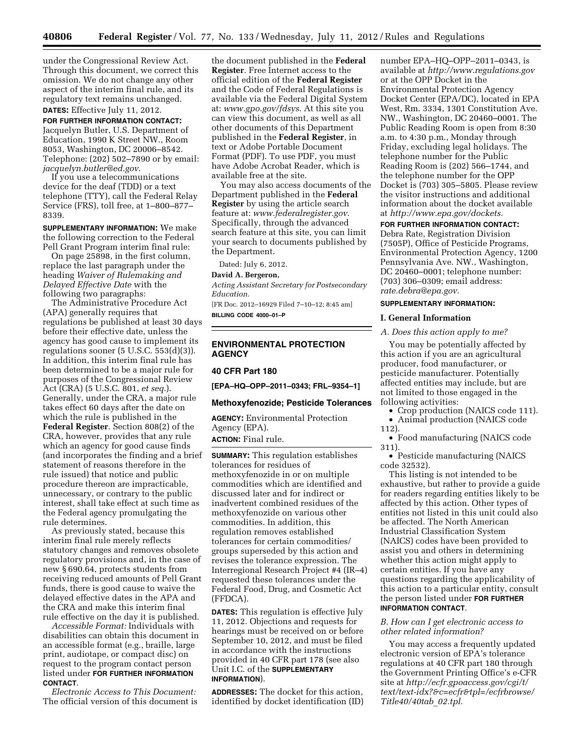under the Congressional Review Act. Through this document, we correct this omission. We do not change any other aspect of the interim final rule, and its regulatory text remains unchanged.

**DATES:** Effective July 11, 2012.

**FOR FURTHER INFORMATION CONTACT:** Jacquelyn Butler, U.S. Department of Education, 1990 K Street NW., Room 8053, Washington, DC 20006–8542. Telephone: (202) 502–7890 or by email: *jacquelyn.butler@ed.gov*.

If you use a telecommunications device for the deaf (TDD) or a text telephone (TTY), call the Federal Relay Service (FRS), toll free, at 1–800–877–8339.

**SUPPLEMENTARY INFORMATION:** We make the following correction to the Federal Pell Grant Program interim final rule:

On page 25898, in the first column, replace the last paragraph under the heading *Waiver of Rulemaking and Delayed Effective Date* with the following two paragraphs:

The Administrative Procedure Act (APA) generally requires that regulations be published at least 30 days before their effective date, unless the agency has good cause to implement its regulations sooner (5 U.S.C. 553(d)(3)). In addition, this interim final rule has been determined to be a major rule for purposes of the Congressional Review Act (CRA) (5 U.S.C. 801, *et seq.*). Generally, under the CRA, a major rule takes effect 60 days after the date on which the rule is published in the **Federal Register**. Section 808(2) of the CRA, however, provides that any rule which an agency for good cause finds (and incorporates the finding and a brief statement of reasons therefore in the rule issued) that notice and public procedure thereon are impracticable, unnecessary, or contrary to the public interest, shall take effect at such time as the Federal agency promulgating the rule determines.

As previously stated, because this interim final rule merely reflects statutory changes and removes obsolete regulatory provisions and, in the case of new § 690.64, protects students from receiving reduced amounts of Pell Grant funds, there is good cause to waive the delayed effective dates in the APA and the CRA and make this interim final rule effective on the day it is published.

*Accessible Format:* Individuals with disabilities can obtain this document in an accessible format (e.g., braille, large print, audiotape, or compact disc) on request to the program contact person listed under **FOR FURTHER INFORMATION CONTACT**.

*Electronic Access to This Document:* The official version of this document is the document published in the **Federal Register**. Free Internet access to the official edition of the **Federal Register** and the Code of Federal Regulations is available via the Federal Digital System at: *www.gpo.gov/fdsys*. At this site you can view this document, as well as all other documents of this Department published in the **Federal Register**, in text or Adobe Portable Document Format (PDF). To use PDF, you must have Adobe Acrobat Reader, which is available free at the site.

You may also access documents of the Department published in the **Federal Register** by using the article search feature at: *www.federalregister.gov*. Specifically, through the advanced search feature at this site, you can limit your search to documents published by the Department.

Dated: July 6, 2012.

**David A. Bergeron,**

*Acting Assistant Secretary for Postsecondary Education.*

[FR Doc. 2012–16929 Filed 7–10–12; 8:45 am]

**BILLING CODE 4000–01–P**

## ENVIRONMENTAL PROTECTION AGENCY

### 40 CFR Part 180

**[EPA–HQ–OPP–2011–0343; FRL–9354–1]**

### Methoxyfenozide; Pesticide Tolerances

**AGENCY:** Environmental Protection Agency (EPA).

**ACTION:** Final rule.

**SUMMARY:** This regulation establishes tolerances for residues of methoxyfenozide in or on multiple commodities which are identified and discussed later and for indirect or inadvertent combined residues of the methoxyfenozide on various other commodities. In addition, this regulation removes established tolerances for certain commodities/groups superseded by this action and revises the tolerance expression. The Interregional Research Project #4 (IR–4) requested these tolerances under the Federal Food, Drug, and Cosmetic Act (FFDCA).

**DATES:** This regulation is effective July 11, 2012. Objections and requests for hearings must be received on or before September 10, 2012, and must be filed in accordance with the instructions provided in 40 CFR part 178 (see also Unit I.C. of the **SUPPLEMENTARY INFORMATION**).

**ADDRESSES:** The docket for this action, identified by docket identification (ID) number EPA–HQ–OPP–2011–0343, is available at *http://www.regulations.gov* or at the OPP Docket in the Environmental Protection Agency Docket Center (EPA/DC), located in EPA West, Rm. 3334, 1301 Constitution Ave. NW., Washington, DC 20460–0001. The Public Reading Room is open from 8:30 a.m. to 4:30 p.m., Monday through Friday, excluding legal holidays. The telephone number for the Public Reading Room is (202) 566–1744, and the telephone number for the OPP Docket is (703) 305–5805. Please review the visitor instructions and additional information about the docket available at *http://www.epa.gov/dockets.*

**FOR FURTHER INFORMATION CONTACT:** Debra Rate, Registration Division (7505P), Office of Pesticide Programs, Environmental Protection Agency, 1200 Pennsylvania Ave. NW., Washington, DC 20460–0001; telephone number: (703) 306–0309; email address: *rate.debra@epa.gov.*

**SUPPLEMENTARY INFORMATION:**

#### I. General Information

*A. Does this action apply to me?*

You may be potentially affected by this action if you are an agricultural producer, food manufacturer, or pesticide manufacturer. Potentially affected entities may include, but are not limited to those engaged in the following activities:

- Crop production (NAICS code 111).
- Animal production (NAICS code 112).
- Food manufacturing (NAICS code 311).
- Pesticide manufacturing (NAICS code 32532).

This listing is not intended to be exhaustive, but rather to provide a guide for readers regarding entities likely to be affected by this action. Other types of entities not listed in this unit could also be affected. The North American Industrial Classification System (NAICS) codes have been provided to assist you and others in determining whether this action might apply to certain entities. If you have any questions regarding the applicability of this action to a particular entity, consult the person listed under **FOR FURTHER INFORMATION CONTACT**.

*B. How can I get electronic access to other related information?*

You may access a frequently updated electronic version of EPA's tolerance regulations at 40 CFR part 180 through the Government Printing Office's e-CFR site at *http://ecfr.gpoaccess.gov/cgi/t/text/text-idx?&c=ecfr&tpl=/ecfrbrowse/Title40/40tab_02.tpl.*